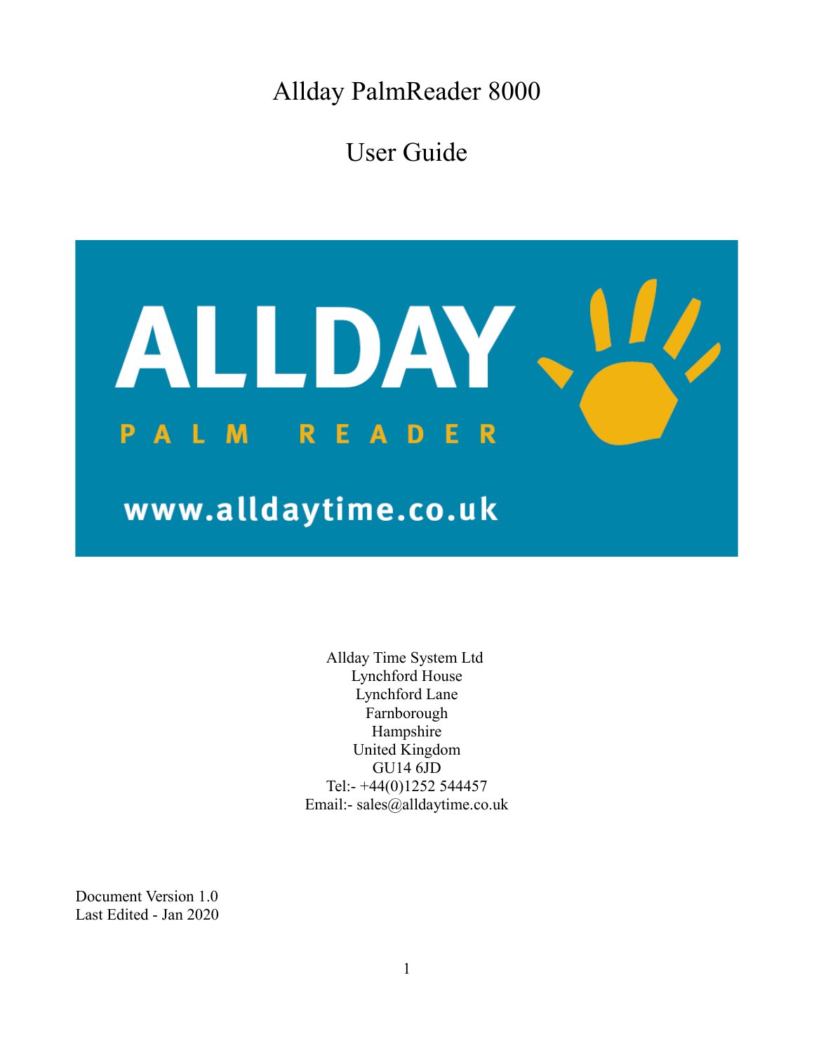# Allday PalmReader 8000

## User Guide

ALLDAY

PALM READER

www.alldaytime.co.uk

Allday Time System Ltd
Lynchford House
Lynchford Lane
Farnborough
Hampshire
United Kingdom
GU14 6JD
Tel:- +44(0)1252 544457
Email:- sales@alldaytime.co.uk

Document Version 1.0
Last Edited - Jan 2020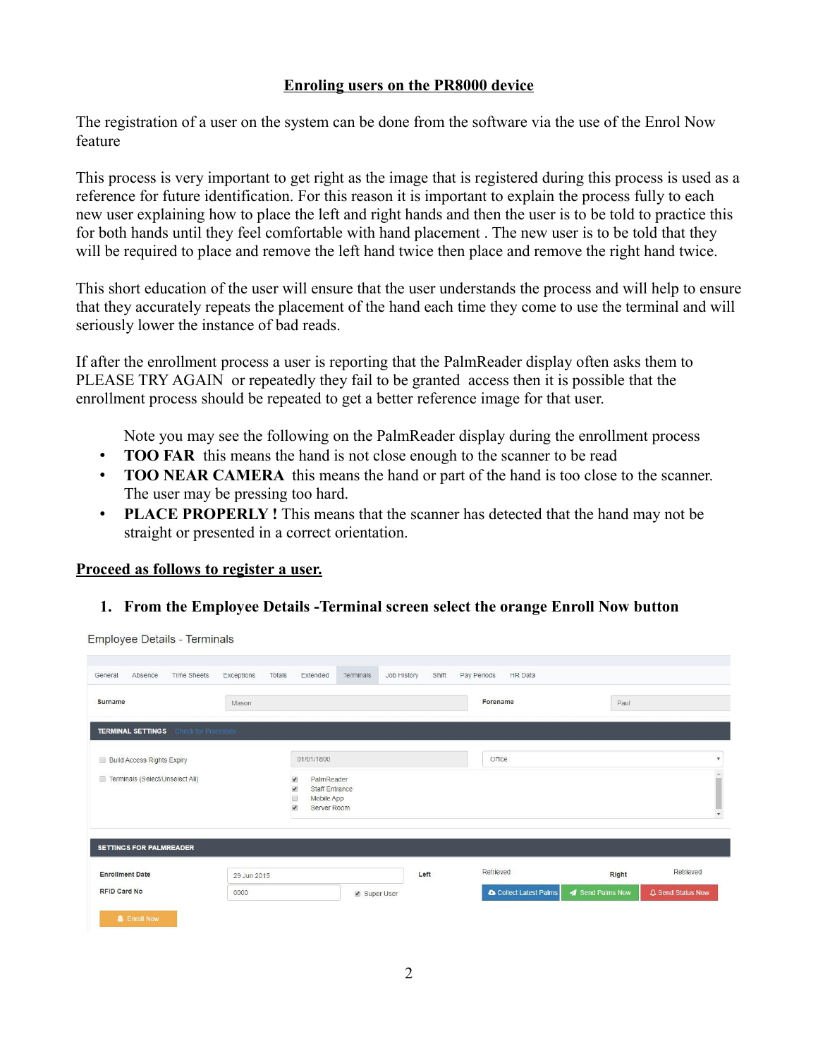# Enroling users on the PR8000 device

The registration of a user on the system can be done from the software via the use of the Enrol Now feature

This process is very important to get right as the image that is registered during this process is used as a reference for future identification. For this reason it is important to explain the process fully to each new user explaining how to place the left and right hands and then the user is to be told to practice this for both hands until they feel comfortable with hand placement . The new user is to be told that they will be required to place and remove the left hand twice then place and remove the right hand twice.

This short education of the user will ensure that the user understands the process and will help to ensure that they accurately repeats the placement of the hand each time they come to use the terminal and will seriously lower the instance of bad reads.

If after the enrollment process a user is reporting that the PalmReader display often asks them to PLEASE TRY AGAIN or repeatedly they fail to be granted access then it is possible that the enrollment process should be repeated to get a better reference image for that user.

Note you may see the following on the PalmReader display during the enrollment process

- **TOO FAR** this means the hand is not close enough to the scanner to be read
- **TOO NEAR CAMERA** this means the hand or part of the hand is too close to the scanner. The user may be pressing too hard.
- **PLACE PROPERLY !** This means that the scanner has detected that the hand may not be straight or presented in a correct orientation.

## Proceed as follows to register a user.

1. **From the Employee Details -Terminal screen select the orange Enroll Now button**

Employee Details - Terminals

General | Absence | Time Sheets | Exceptions | Totals | Extended | Terminals | Job History | Shift | Pay Periods | HR Data

Surname: Mason — Forename: Paul

**TERMINAL SETTINGS** Check for Processes

- Build Access Rights Expiry — 01/01/1800 — Office
- Terminals (Select/Unselect All)
  - [x] PalmReader
  - [x] Staff Entrance
  - [ ] Mobile App
  - [x] Server Room

**SETTINGS FOR PALMREADER**

Enrollment Date: 29 Jun 2015 — Left: Retrieved — Right: Retrieved

RFID Card No: 0000 — [x] Super User

Collect Latest Palms | Send Palms Now | Send Status Now

Enroll Now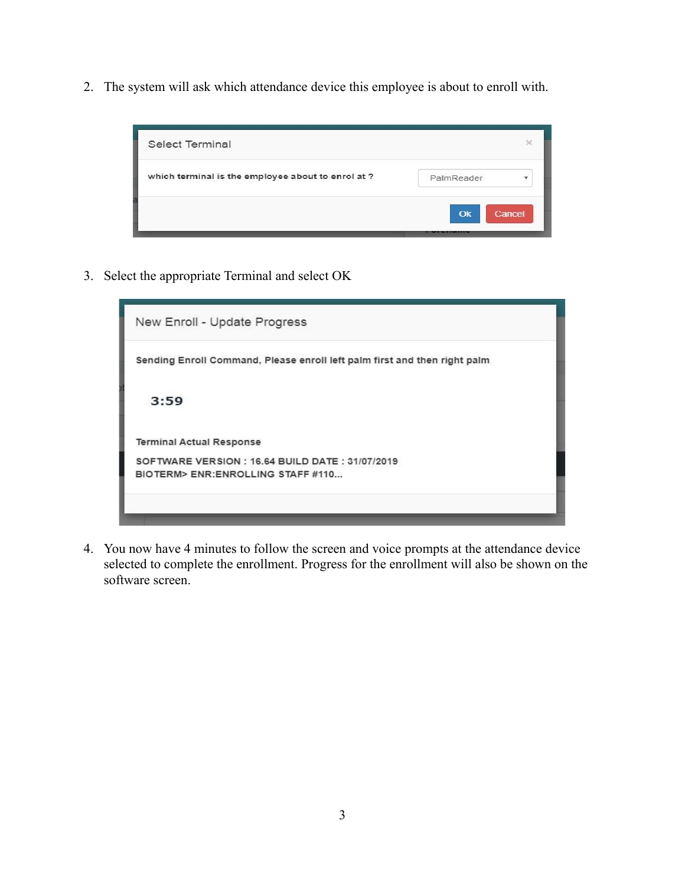2. The system will ask which attendance device this employee is about to enroll with.

Select Terminal

which terminal is the employee about to enrol at ?

PalmReader

Ok Cancel

3. Select the appropriate Terminal and select OK

New Enroll - Update Progress

Sending Enroll Command, Please enroll left palm first and then right palm

3:59

Terminal Actual Response

SOFTWARE VERSION : 16.64 BUILD DATE : 31/07/2019
BIOTERM> ENR:ENROLLING STAFF #110...

4. You now have 4 minutes to follow the screen and voice prompts at the attendance device selected to complete the enrollment. Progress for the enrollment will also be shown on the software screen.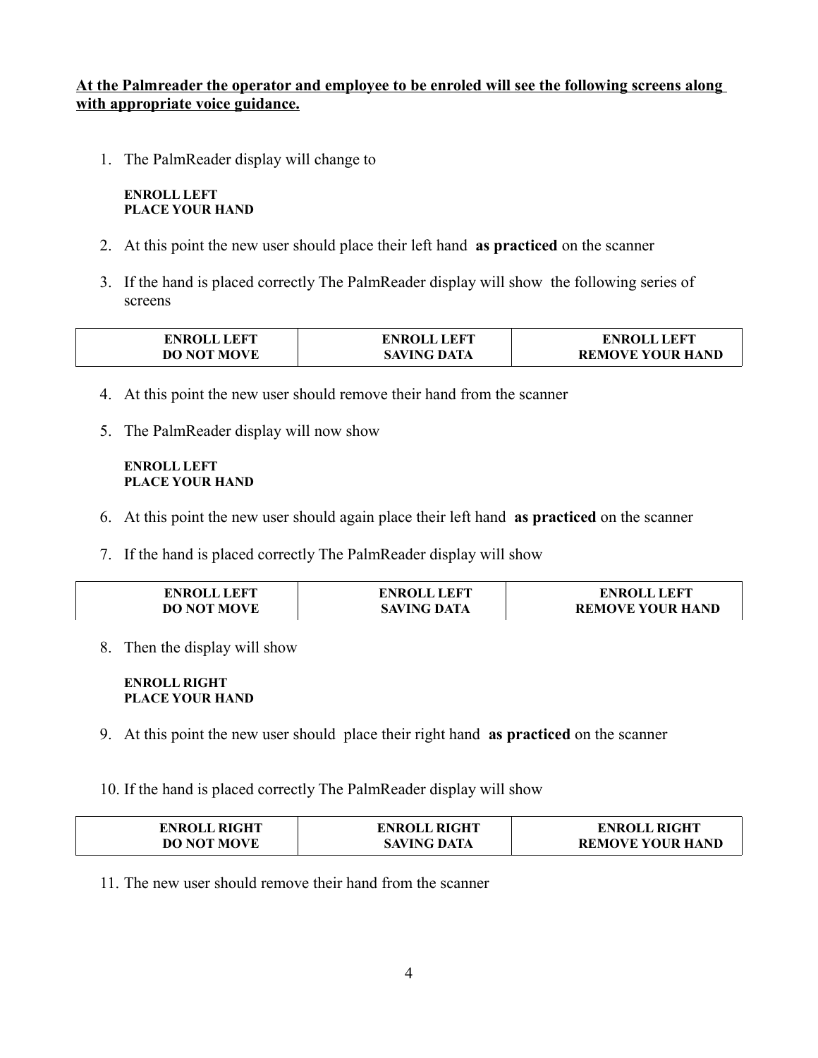**<u>At the Palmreader the operator and employee to be enroled will see the following screens along with appropriate voice guidance.</u>**

1. The PalmReader display will change to

   **ENROLL LEFT**
   **PLACE YOUR HAND**

2. At this point the new user should place their left hand **as practiced** on the scanner

3. If the hand is placed correctly The PalmReader display will show the following series of screens

| ENROLL LEFT<br>DO NOT MOVE | ENROLL LEFT<br>SAVING DATA | ENROLL LEFT<br>REMOVE YOUR HAND |
|---|---|---|

4. At this point the new user should remove their hand from the scanner

5. The PalmReader display will now show

   **ENROLL LEFT**
   **PLACE YOUR HAND**

6. At this point the new user should again place their left hand **as practiced** on the scanner

7. If the hand is placed correctly The PalmReader display will show

| ENROLL LEFT<br>DO NOT MOVE | ENROLL LEFT<br>SAVING DATA | ENROLL LEFT<br>REMOVE YOUR HAND |
|---|---|---|

8. Then the display will show

   **ENROLL RIGHT**
   **PLACE YOUR HAND**

9. At this point the new user should place their right hand **as practiced** on the scanner

10. If the hand is placed correctly The PalmReader display will show

| ENROLL RIGHT<br>DO NOT MOVE | ENROLL RIGHT<br>SAVING DATA | ENROLL RIGHT<br>REMOVE YOUR HAND |
|---|---|---|

11. The new user should remove their hand from the scanner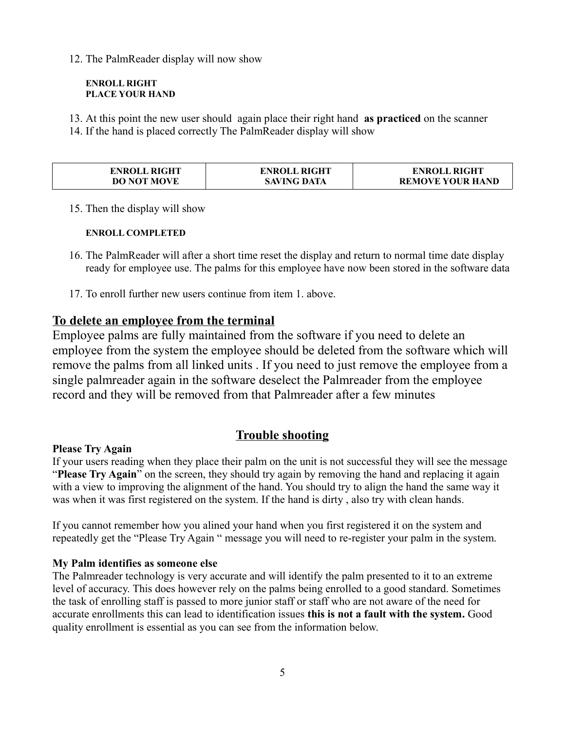12. The PalmReader display will now show

    **ENROLL RIGHT**
    **PLACE YOUR HAND**

13. At this point the new user should again place their right hand **as practiced** on the scanner
14. If the hand is placed correctly The PalmReader display will show

| **ENROLL RIGHT**<br>**DO NOT MOVE** | **ENROLL RIGHT**<br>**SAVING DATA** | **ENROLL RIGHT**<br>**REMOVE YOUR HAND** |
|---|---|---|

15. Then the display will show

    **ENROLL COMPLETED**

16. The PalmReader will after a short time reset the display and return to normal time date display ready for employee use. The palms for this employee have now been stored in the software data

17. To enroll further new users continue from item 1. above.

## **To delete an employee from the terminal**

Employee palms are fully maintained from the software if you need to delete an employee from the system the employee should be deleted from the software which will remove the palms from all linked units . If you need to just remove the employee from a single palmreader again in the software deselect the Palmreader from the employee record and they will be removed from that Palmreader after a few minutes

## **Trouble shooting**

**Please Try Again**

If your users reading when they place their palm on the unit is not successful they will see the message "**Please Try Again**" on the screen, they should try again by removing the hand and replacing it again with a view to improving the alignment of the hand. You should try to align the hand the same way it was when it was first registered on the system. If the hand is dirty , also try with clean hands.

If you cannot remember how you alined your hand when you first registered it on the system and repeatedly get the "Please Try Again " message you will need to re-register your palm in the system.

**My Palm identifies as someone else**

The Palmreader technology is very accurate and will identify the palm presented to it to an extreme level of accuracy. This does however rely on the palms being enrolled to a good standard. Sometimes the task of enrolling staff is passed to more junior staff or staff who are not aware of the need for accurate enrollments this can lead to identification issues **this is not a fault with the system.** Good quality enrollment is essential as you can see from the information below.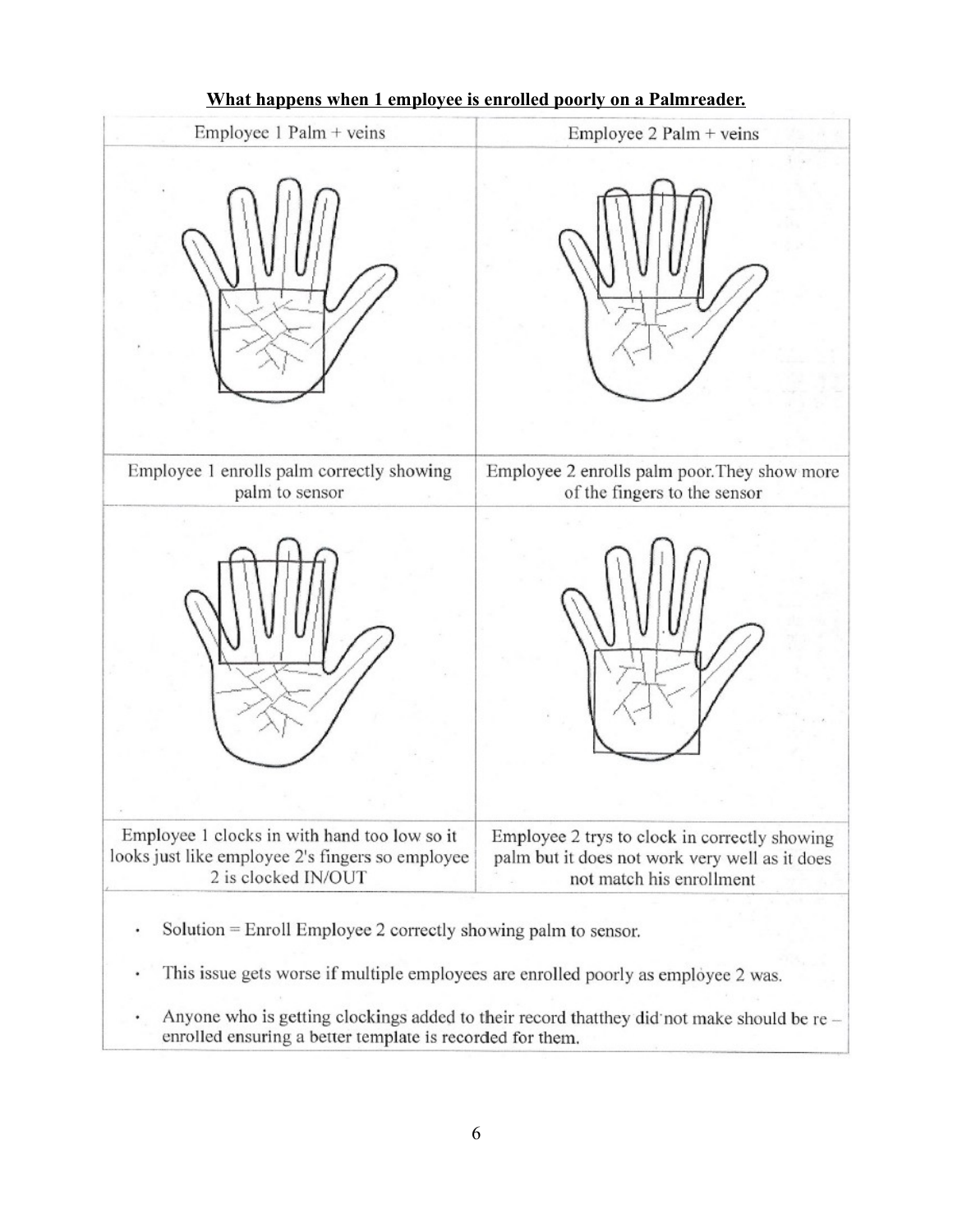**What happens when 1 employee is enrolled poorly on a Palmreader.**

| Employee 1 Palm + veins | Employee 2 Palm + veins |
| --- | --- |
| | |
| Employee 1 enrolls palm correctly showing palm to sensor | Employee 2 enrolls palm poor.They show more of the fingers to the sensor |
| | |
| Employee 1 clocks in with hand too low so it looks just like employee 2's fingers so employee 2 is clocked IN/OUT | Employee 2 trys to clock in correctly showing palm but it does not work very well as it does not match his enrollment |

- Solution = Enroll Employee 2 correctly showing palm to sensor.
- This issue gets worse if multiple employees are enrolled poorly as employee 2 was.
- Anyone who is getting clockings added to their record thatthey did not make should be re – enrolled ensuring a better template is recorded for them.